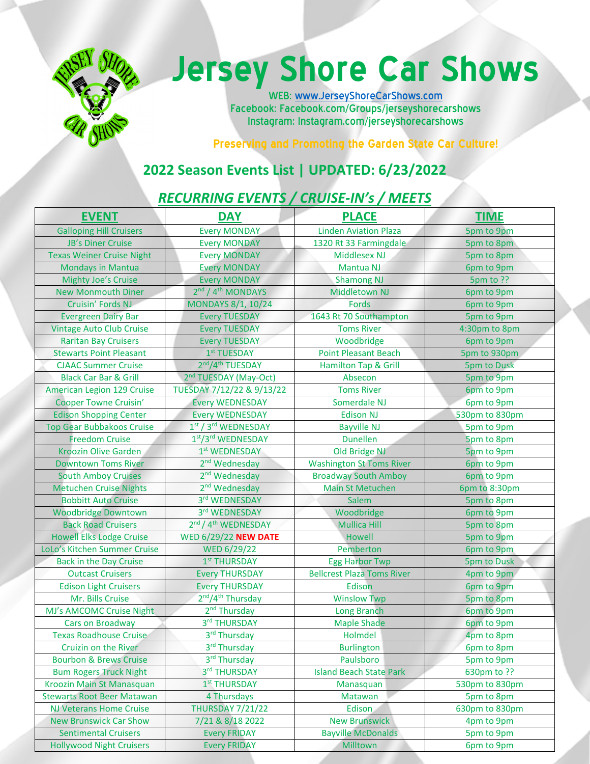# Jersey Shore Car Shows

WEB: www.JerseyShoreCarShows.com
Facebook: Facebook.com/Groups/jerseyshorecarshows
Instagram: Instagram.com/jerseyshorecarshows

**Preserving and Promoting the Garden State Car Culture!**

## 2022 Season Events List | UPDATED: 6/23/2022

### *RECURRING EVENTS / CRUISE-IN's / MEETS*

| EVENT | DAY | PLACE | TIME |
|---|---|---|---|
| Galloping Hill Cruisers | Every MONDAY | Linden Aviation Plaza | 5pm to 9pm |
| JB's Diner Cruise | Every MONDAY | 1320 Rt 33 Farmingdale | 5pm to 8pm |
| Texas Weiner Cruise Night | Every MONDAY | Middlesex NJ | 5pm to 8pm |
| Mondays in Mantua | Every MONDAY | Mantua NJ | 6pm to 9pm |
| Mighty Joe's Cruise | Every MONDAY | Shamong NJ | 5pm to ?? |
| New Monmouth Diner | 2nd / 4th MONDAYS | Middletown NJ | 6pm to 9pm |
| Cruisin' Fords NJ | MONDAYS 8/1, 10/24 | Fords | 6pm to 9pm |
| Evergreen Dairy Bar | Every TUESDAY | 1643 Rt 70 Southampton | 5pm to 9pm |
| Vintage Auto Club Cruise | Every TUESDAY | Toms River | 4:30pm to 8pm |
| Raritan Bay Cruisers | Every TUESDAY | Woodbridge | 6pm to 9pm |
| Stewarts Point Pleasant | 1st TUESDAY | Point Pleasant Beach | 5pm to 930pm |
| CJAAC Summer Cruise | 2nd/4th TUESDAY | Hamilton Tap & Grill | 5pm to Dusk |
| Black Car Bar & Grill | 2nd TUESDAY (May-Oct) | Absecon | 5pm to 9pm |
| American Legion 129 Cruise | TUESDAY 7/12/22 & 9/13/22 | Toms River | 6pm to 9pm |
| Cooper Towne Cruisin' | Every WEDNESDAY | Somerdale NJ | 6pm to 9pm |
| Edison Shopping Center | Every WEDNESDAY | Edison NJ | 530pm to 830pm |
| Top Gear Bubbakoos Cruise | 1st / 3rd WEDNESDAY | Bayville NJ | 5pm to 9pm |
| Freedom Cruise | 1st/3rd WEDNESDAY | Dunellen | 5pm to 8pm |
| Kroozin Olive Garden | 1st WEDNESDAY | Old Bridge NJ | 5pm to 9pm |
| Downtown Toms River | 2nd Wednesday | Washington St Toms River | 6pm to 9pm |
| South Amboy Cruises | 2nd Wednesday | Broadway South Amboy | 6pm to 9pm |
| Metuchen Cruise Nights | 2nd Wednesday | Main St Metuchen | 6pm to 8:30pm |
| Bobbitt Auto Cruise | 3rd WEDNESDAY | Salem | 5pm to 8pm |
| Woodbridge Downtown | 3rd WEDNESDAY | Woodbridge | 6pm to 9pm |
| Back Road Cruisers | 2nd / 4th WEDNESDAY | Mullica Hill | 5pm to 8pm |
| Howell Elks Lodge Cruise | WED 6/29/22 **NEW DATE** | Howell | 5pm to 9pm |
| LoLo's Kitchen Summer Cruise | WED 6/29/22 | Pemberton | 6pm to 9pm |
| Back in the Day Cruise | 1st THURSDAY | Egg Harbor Twp | 5pm to Dusk |
| Outcast Cruisers | Every THURSDAY | Bellcrest Plaza Toms River | 4pm to 9pm |
| Edison Light Cruisers | Every THURSDAY | Edison | 6pm to 9pm |
| Mr. Bills Cruise | 2nd/4th Thursday | Winslow Twp | 5pm to 8pm |
| MJ's AMCOMC Cruise Night | 2nd Thursday | Long Branch | 6pm to 9pm |
| Cars on Broadway | 3rd THURSDAY | Maple Shade | 6pm to 9pm |
| Texas Roadhouse Cruise | 3rd Thursday | Holmdel | 4pm to 8pm |
| Cruizin on the River | 3rd Thursday | Burlington | 6pm to 8pm |
| Bourbon & Brews Cruise | 3rd Thursday | Paulsboro | 5pm to 9pm |
| Bum Rogers Truck Night | 3rd THURSDAY | Island Beach State Park | 630pm to ?? |
| Kroozin Main St Manasquan | 1st THURSDAY | Manasquan | 530pm to 830pm |
| Stewarts Root Beer Matawan | 4 Thursdays | Matawan | 5pm to 8pm |
| NJ Veterans Home Cruise | THURSDAY 7/21/22 | Edison | 630pm to 830pm |
| New Brunswick Car Show | 7/21 & 8/18 2022 | New Brunswick | 4pm to 9pm |
| Sentimental Cruisers | Every FRIDAY | Bayville McDonalds | 5pm to 9pm |
| Hollywood Night Cruisers | Every FRIDAY | Milltown | 6pm to 9pm |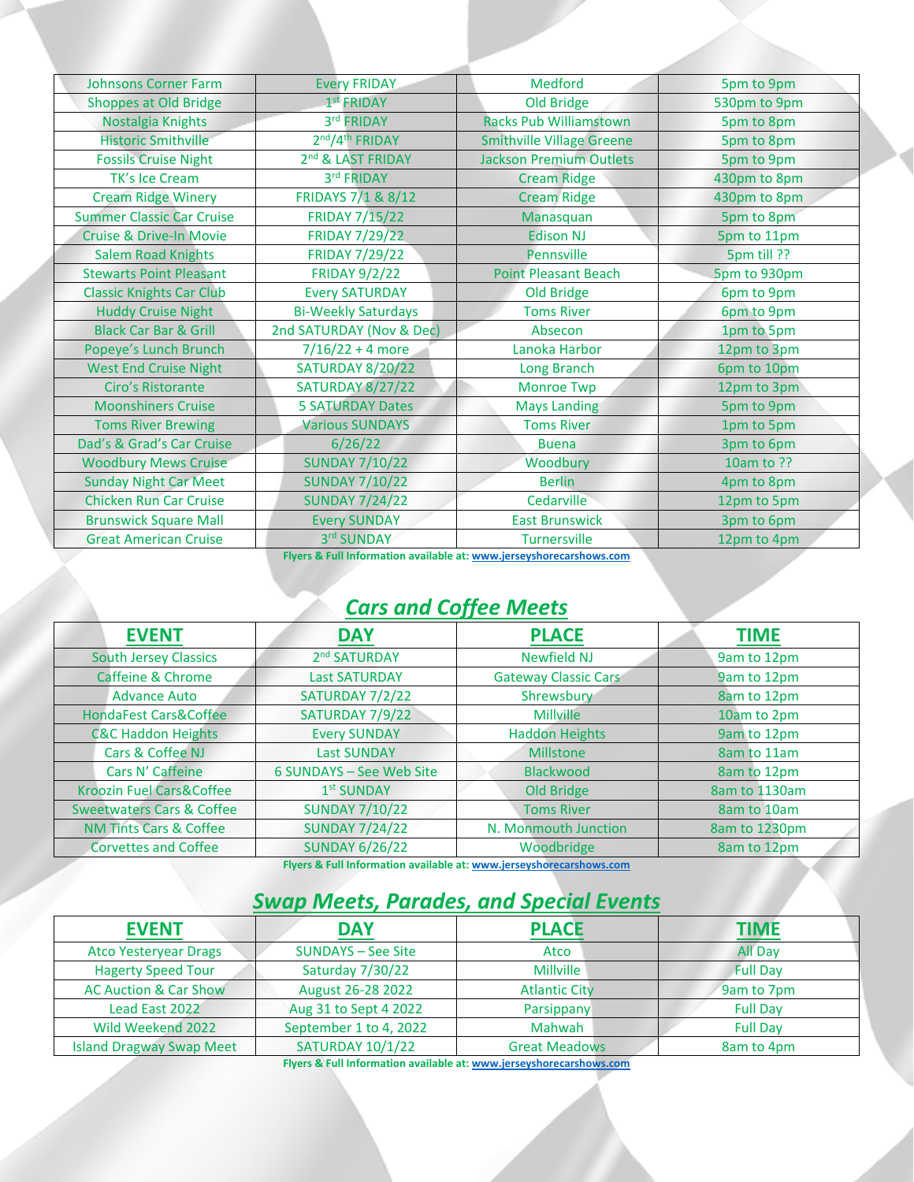| | | | |
|---|---|---|---|
| Johnsons Corner Farm | Every FRIDAY | Medford | 5pm to 9pm |
| Shoppes at Old Bridge | 1st FRIDAY | Old Bridge | 530pm to 9pm |
| Nostalgia Knights | 3rd FRIDAY | Racks Pub Williamstown | 5pm to 8pm |
| Historic Smithville | 2nd/4th FRIDAY | Smithville Village Greene | 5pm to 8pm |
| Fossils Cruise Night | 2nd & LAST FRIDAY | Jackson Premium Outlets | 5pm to 9pm |
| TK's Ice Cream | 3rd FRIDAY | Cream Ridge | 430pm to 8pm |
| Cream Ridge Winery | FRIDAYS 7/1 & 8/12 | Cream Ridge | 430pm to 8pm |
| Summer Classic Car Cruise | FRIDAY 7/15/22 | Manasquan | 5pm to 8pm |
| Cruise & Drive-In Movie | FRIDAY 7/29/22 | Edison NJ | 5pm to 11pm |
| Salem Road Knights | FRIDAY 7/29/22 | Pennsville | 5pm till ?? |
| Stewarts Point Pleasant | FRIDAY 9/2/22 | Point Pleasant Beach | 5pm to 930pm |
| Classic Knights Car Club | Every SATURDAY | Old Bridge | 6pm to 9pm |
| Huddy Cruise Night | Bi-Weekly Saturdays | Toms River | 6pm to 9pm |
| Black Car Bar & Grill | 2nd SATURDAY (Nov & Dec) | Absecon | 1pm to 5pm |
| Popeye's Lunch Brunch | 7/16/22 + 4 more | Lanoka Harbor | 12pm to 3pm |
| West End Cruise Night | SATURDAY 8/20/22 | Long Branch | 6pm to 10pm |
| Ciro's Ristorante | SATURDAY 8/27/22 | Monroe Twp | 12pm to 3pm |
| Moonshiners Cruise | 5 SATURDAY Dates | Mays Landing | 5pm to 9pm |
| Toms River Brewing | Various SUNDAYS | Toms River | 1pm to 5pm |
| Dad's & Grad's Car Cruise | 6/26/22 | Buena | 3pm to 6pm |
| Woodbury Mews Cruise | SUNDAY 7/10/22 | Woodbury | 10am to ?? |
| Sunday Night Car Meet | SUNDAY 7/10/22 | Berlin | 4pm to 8pm |
| Chicken Run Car Cruise | SUNDAY 7/24/22 | Cedarville | 12pm to 5pm |
| Brunswick Square Mall | Every SUNDAY | East Brunswick | 3pm to 6pm |
| Great American Cruise | 3rd SUNDAY | Turnersville | 12pm to 4pm |

**Flyers & Full Information available at: www.jerseyshorecarshows.com**

## *Cars and Coffee Meets*

| EVENT | DAY | PLACE | TIME |
|---|---|---|---|
| South Jersey Classics | 2nd SATURDAY | Newfield NJ | 9am to 12pm |
| Caffeine & Chrome | Last SATURDAY | Gateway Classic Cars | 9am to 12pm |
| Advance Auto | SATURDAY 7/2/22 | Shrewsbury | 8am to 12pm |
| HondaFest Cars&Coffee | SATURDAY 7/9/22 | Millville | 10am to 2pm |
| C&C Haddon Heights | Every SUNDAY | Haddon Heights | 9am to 12pm |
| Cars & Coffee NJ | Last SUNDAY | Millstone | 8am to 11am |
| Cars N' Caffeine | 6 SUNDAYS – See Web Site | Blackwood | 8am to 12pm |
| Kroozin Fuel Cars&Coffee | 1st SUNDAY | Old Bridge | 8am to 1130am |
| Sweetwaters Cars & Coffee | SUNDAY 7/10/22 | Toms River | 8am to 10am |
| NM Tints Cars & Coffee | SUNDAY 7/24/22 | N. Monmouth Junction | 8am to 1230pm |
| Corvettes and Coffee | SUNDAY 6/26/22 | Woodbridge | 8am to 12pm |

**Flyers & Full Information available at: www.jerseyshorecarshows.com**

## *Swap Meets, Parades, and Special Events*

| EVENT | DAY | PLACE | TIME |
|---|---|---|---|
| Atco Yesteryear Drags | SUNDAYS – See Site | Atco | All Day |
| Hagerty Speed Tour | Saturday 7/30/22 | Millville | Full Day |
| AC Auction & Car Show | August 26-28 2022 | Atlantic City | 9am to 7pm |
| Lead East 2022 | Aug 31 to Sept 4 2022 | Parsippany | Full Day |
| Wild Weekend 2022 | September 1 to 4, 2022 | Mahwah | Full Day |
| Island Dragway Swap Meet | SATURDAY 10/1/22 | Great Meadows | 8am to 4pm |

**Flyers & Full Information available at: www.jerseyshorecarshows.com**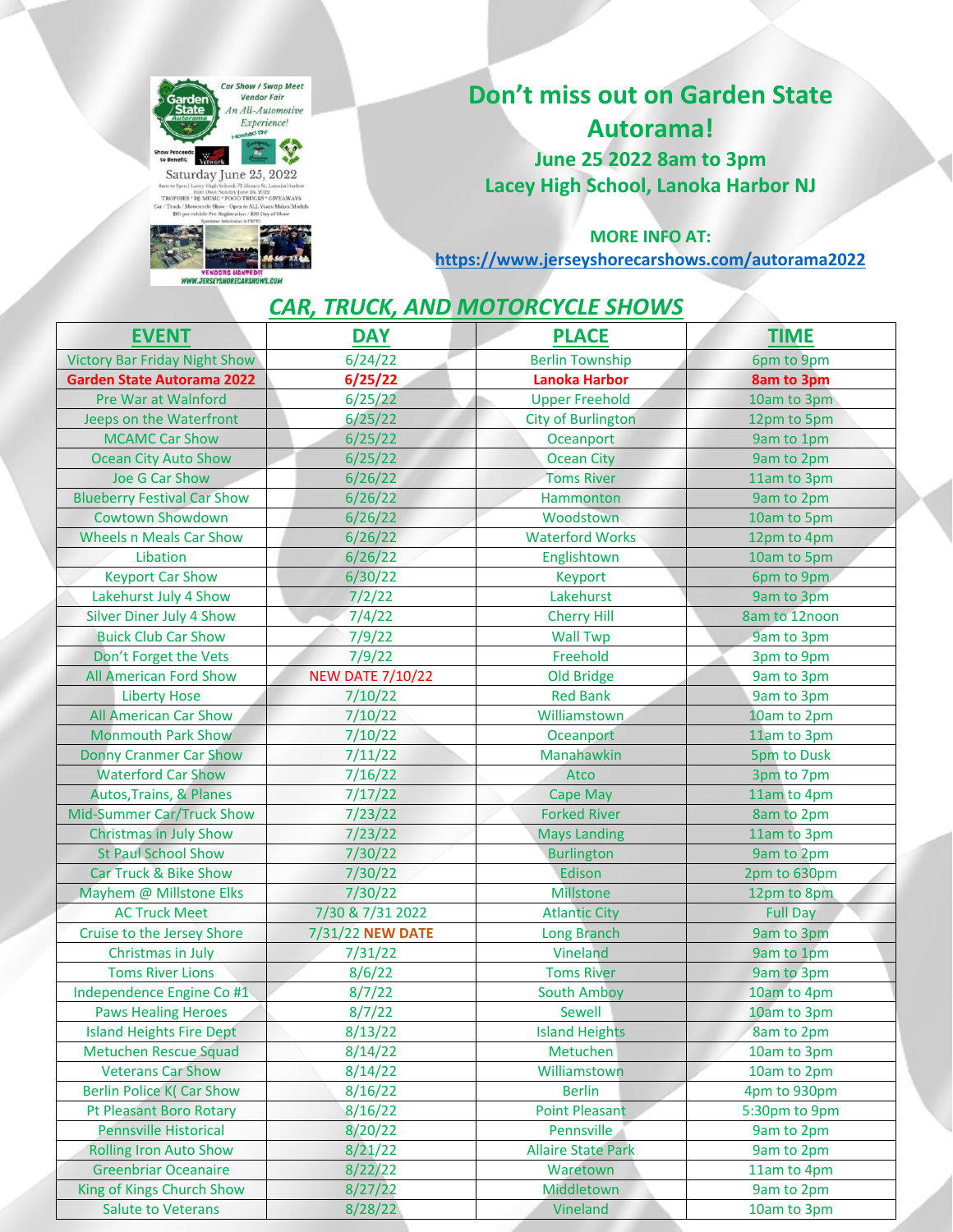## Don't miss out on Garden State Autorama!

**June 25 2022 8am to 3pm**
**Lacey High School, Lanoka Harbor NJ**

**MORE INFO AT:**
**https://www.jerseyshorecarshows.com/autorama2022**

## *CAR, TRUCK, AND MOTORCYCLE SHOWS*

| EVENT | DAY | PLACE | TIME |
|---|---|---|---|
| Victory Bar Friday Night Show | 6/24/22 | Berlin Township | 6pm to 9pm |
| **Garden State Autorama 2022** | **6/25/22** | **Lanoka Harbor** | **8am to 3pm** |
| Pre War at Walnford | 6/25/22 | Upper Freehold | 10am to 3pm |
| Jeeps on the Waterfront | 6/25/22 | City of Burlington | 12pm to 5pm |
| MCAMC Car Show | 6/25/22 | Oceanport | 9am to 1pm |
| Ocean City Auto Show | 6/25/22 | Ocean City | 9am to 2pm |
| Joe G Car Show | 6/26/22 | Toms River | 11am to 3pm |
| Blueberry Festival Car Show | 6/26/22 | Hammonton | 9am to 2pm |
| Cowtown Showdown | 6/26/22 | Woodstown | 10am to 5pm |
| Wheels n Meals Car Show | 6/26/22 | Waterford Works | 12pm to 4pm |
| Libation | 6/26/22 | Englishtown | 10am to 5pm |
| Keyport Car Show | 6/30/22 | Keyport | 6pm to 9pm |
| Lakehurst July 4 Show | 7/2/22 | Lakehurst | 9am to 3pm |
| Silver Diner July 4 Show | 7/4/22 | Cherry Hill | 8am to 12noon |
| Buick Club Car Show | 7/9/22 | Wall Twp | 9am to 3pm |
| Don't Forget the Vets | 7/9/22 | Freehold | 3pm to 9pm |
| All American Ford Show | NEW DATE 7/10/22 | Old Bridge | 9am to 3pm |
| Liberty Hose | 7/10/22 | Red Bank | 9am to 3pm |
| All American Car Show | 7/10/22 | Williamstown | 10am to 2pm |
| Monmouth Park Show | 7/10/22 | Oceanport | 11am to 3pm |
| Donny Cranmer Car Show | 7/11/22 | Manahawkin | 5pm to Dusk |
| Waterford Car Show | 7/16/22 | Atco | 3pm to 7pm |
| Autos,Trains, & Planes | 7/17/22 | Cape May | 11am to 4pm |
| Mid-Summer Car/Truck Show | 7/23/22 | Forked River | 8am to 2pm |
| Christmas in July Show | 7/23/22 | Mays Landing | 11am to 3pm |
| St Paul School Show | 7/30/22 | Burlington | 9am to 2pm |
| Car Truck & Bike Show | 7/30/22 | Edison | 2pm to 630pm |
| Mayhem @ Millstone Elks | 7/30/22 | Millstone | 12pm to 8pm |
| AC Truck Meet | 7/30 & 7/31 2022 | Atlantic City | Full Day |
| Cruise to the Jersey Shore | 7/31/22 **NEW DATE** | Long Branch | 9am to 3pm |
| Christmas in July | 7/31/22 | Vineland | 9am to 1pm |
| Toms River Lions | 8/6/22 | Toms River | 9am to 3pm |
| Independence Engine Co #1 | 8/7/22 | South Amboy | 10am to 4pm |
| Paws Healing Heroes | 8/7/22 | Sewell | 10am to 3pm |
| Island Heights Fire Dept | 8/13/22 | Island Heights | 8am to 2pm |
| Metuchen Rescue Squad | 8/14/22 | Metuchen | 10am to 3pm |
| Veterans Car Show | 8/14/22 | Williamstown | 10am to 2pm |
| Berlin Police K( Car Show | 8/16/22 | Berlin | 4pm to 930pm |
| Pt Pleasant Boro Rotary | 8/16/22 | Point Pleasant | 5:30pm to 9pm |
| Pennsville Historical | 8/20/22 | Pennsville | 9am to 2pm |
| Rolling Iron Auto Show | 8/21/22 | Allaire State Park | 9am to 2pm |
| Greenbriar Oceanaire | 8/22/22 | Waretown | 11am to 4pm |
| King of Kings Church Show | 8/27/22 | Middletown | 9am to 2pm |
| Salute to Veterans | 8/28/22 | Vineland | 10am to 3pm |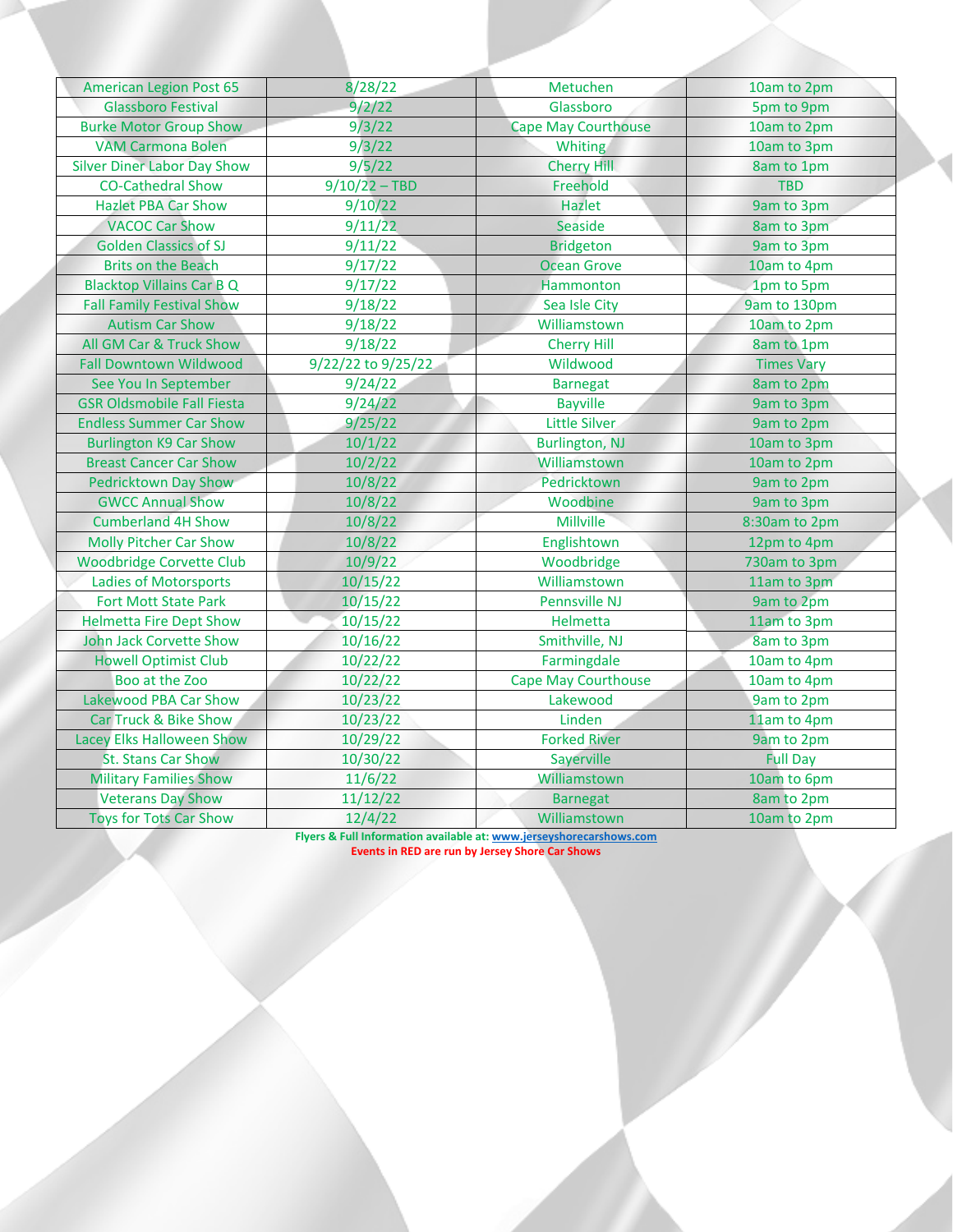| American Legion Post 65 | 8/28/22 | Metuchen | 10am to 2pm |
|---|---|---|---|
| Glassboro Festival | 9/2/22 | Glassboro | 5pm to 9pm |
| Burke Motor Group Show | 9/3/22 | Cape May Courthouse | 10am to 2pm |
| VAM Carmona Bolen | 9/3/22 | Whiting | 10am to 3pm |
| Silver Diner Labor Day Show | 9/5/22 | Cherry Hill | 8am to 1pm |
| CO-Cathedral Show | 9/10/22 – TBD | Freehold | TBD |
| Hazlet PBA Car Show | 9/10/22 | Hazlet | 9am to 3pm |
| VACOC Car Show | 9/11/22 | Seaside | 8am to 3pm |
| Golden Classics of SJ | 9/11/22 | Bridgeton | 9am to 3pm |
| Brits on the Beach | 9/17/22 | Ocean Grove | 10am to 4pm |
| Blacktop Villains Car B Q | 9/17/22 | Hammonton | 1pm to 5pm |
| Fall Family Festival Show | 9/18/22 | Sea Isle City | 9am to 130pm |
| Autism Car Show | 9/18/22 | Williamstown | 10am to 2pm |
| All GM Car & Truck Show | 9/18/22 | Cherry Hill | 8am to 1pm |
| Fall Downtown Wildwood | 9/22/22 to 9/25/22 | Wildwood | Times Vary |
| See You In September | 9/24/22 | Barnegat | 8am to 2pm |
| GSR Oldsmobile Fall Fiesta | 9/24/22 | Bayville | 9am to 3pm |
| Endless Summer Car Show | 9/25/22 | Little Silver | 9am to 2pm |
| Burlington K9 Car Show | 10/1/22 | Burlington, NJ | 10am to 3pm |
| Breast Cancer Car Show | 10/2/22 | Williamstown | 10am to 2pm |
| Pedricktown Day Show | 10/8/22 | Pedricktown | 9am to 2pm |
| GWCC Annual Show | 10/8/22 | Woodbine | 9am to 3pm |
| Cumberland 4H Show | 10/8/22 | Millville | 8:30am to 2pm |
| Molly Pitcher Car Show | 10/8/22 | Englishtown | 12pm to 4pm |
| Woodbridge Corvette Club | 10/9/22 | Woodbridge | 730am to 3pm |
| Ladies of Motorsports | 10/15/22 | Williamstown | 11am to 3pm |
| Fort Mott State Park | 10/15/22 | Pennsville NJ | 9am to 2pm |
| Helmetta Fire Dept Show | 10/15/22 | Helmetta | 11am to 3pm |
| John Jack Corvette Show | 10/16/22 | Smithville, NJ | 8am to 3pm |
| Howell Optimist Club | 10/22/22 | Farmingdale | 10am to 4pm |
| Boo at the Zoo | 10/22/22 | Cape May Courthouse | 10am to 4pm |
| Lakewood PBA Car Show | 10/23/22 | Lakewood | 9am to 2pm |
| Car Truck & Bike Show | 10/23/22 | Linden | 11am to 4pm |
| Lacey Elks Halloween Show | 10/29/22 | Forked River | 9am to 2pm |
| St. Stans Car Show | 10/30/22 | Sayerville | Full Day |
| Military Families Show | 11/6/22 | Williamstown | 10am to 6pm |
| Veterans Day Show | 11/12/22 | Barnegat | 8am to 2pm |
| Toys for Tots Car Show | 12/4/22 | Williamstown | 10am to 2pm |

**Flyers & Full Information available at: www.jerseyshorecarshows.com**

**Events in RED are run by Jersey Shore Car Shows**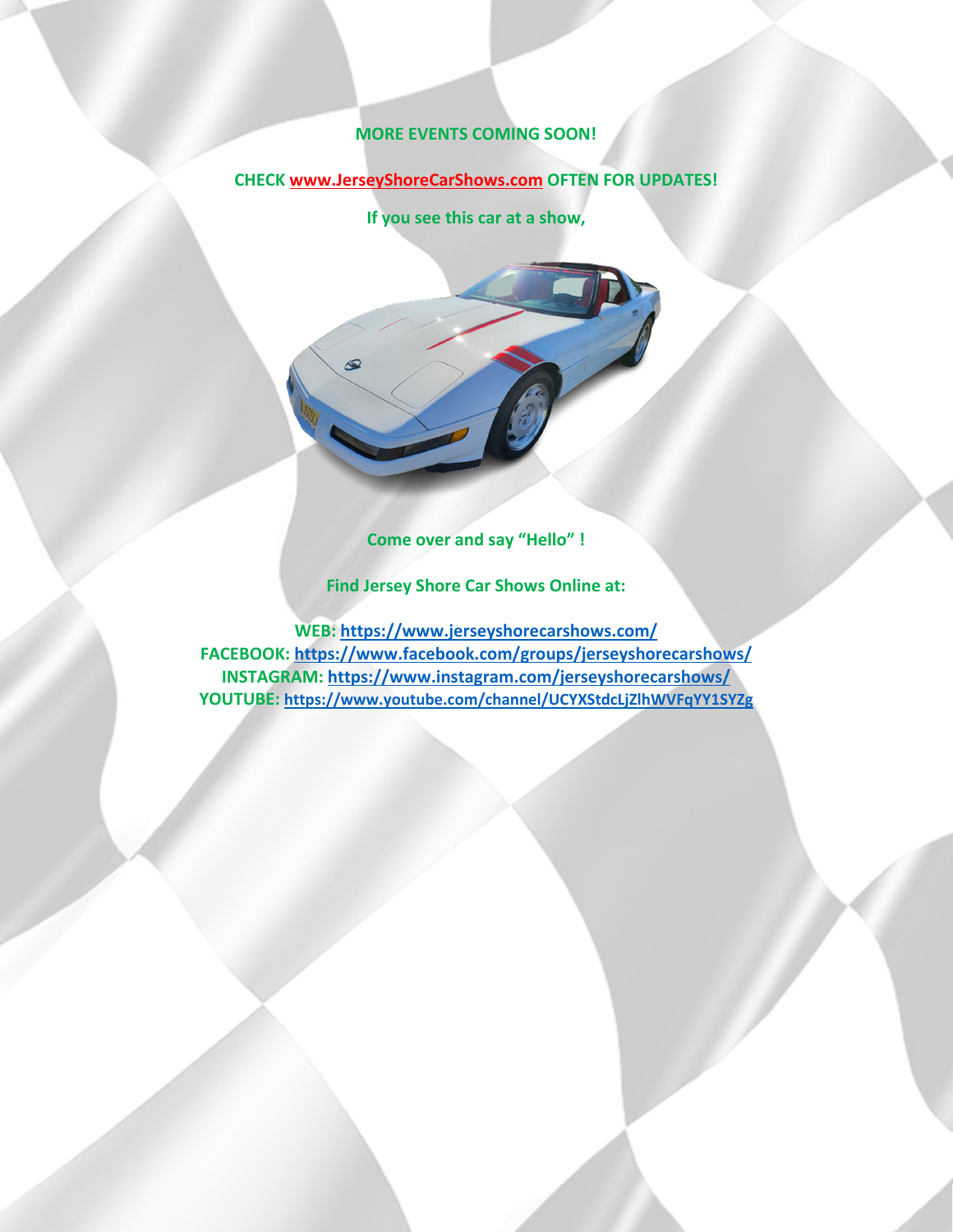**MORE EVENTS COMING SOON!**

**CHECK www.JerseyShoreCarShows.com OFTEN FOR UPDATES!**

**If you see this car at a show,**

**Come over and say "Hello" !**

**Find Jersey Shore Car Shows Online at:**

**WEB: https://www.jerseyshorecarshows.com/**
**FACEBOOK: https://www.facebook.com/groups/jerseyshorecarshows/**
**INSTAGRAM: https://www.instagram.com/jerseyshorecarshows/**
**YOUTUBE: https://www.youtube.com/channel/UCYXStdcLjZlhWVFqYY1SYZg**